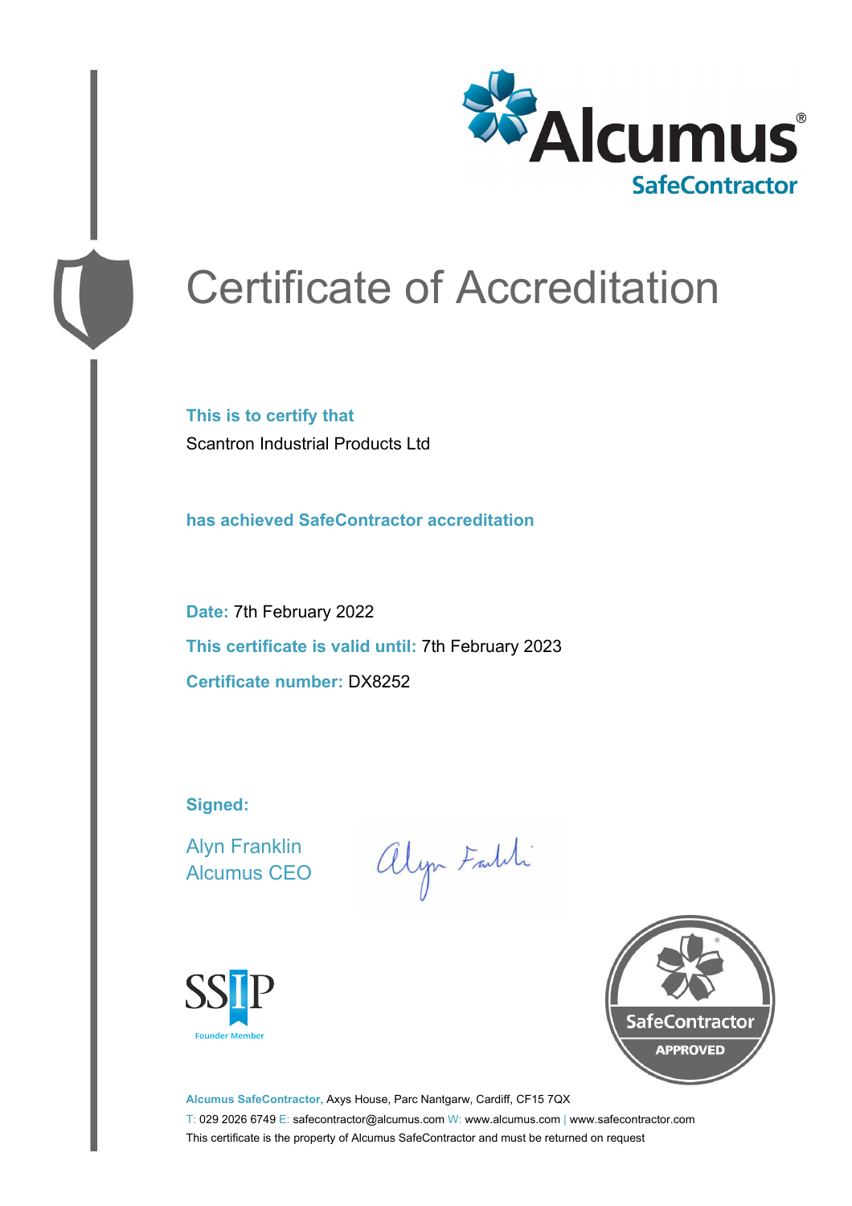Alcumus® SafeContractor

# Certificate of Accreditation

**This is to certify that**

Scantron Industrial Products Ltd

**has achieved SafeContractor accreditation**

**Date:** 7th February 2022

**This certificate is valid until:** 7th February 2023

**Certificate number:** DX8252

**Signed:**

Alyn Franklin
Alcumus CEO

SSIP Founder Member

SafeContractor APPROVED

**Alcumus SafeContractor,** Axys House, Parc Nantgarw, Cardiff, CF15 7QX

T: 029 2026 6749 E: safecontractor@alcumus.com W: www.alcumus.com | www.safecontractor.com

This certificate is the property of Alcumus SafeContractor and must be returned on request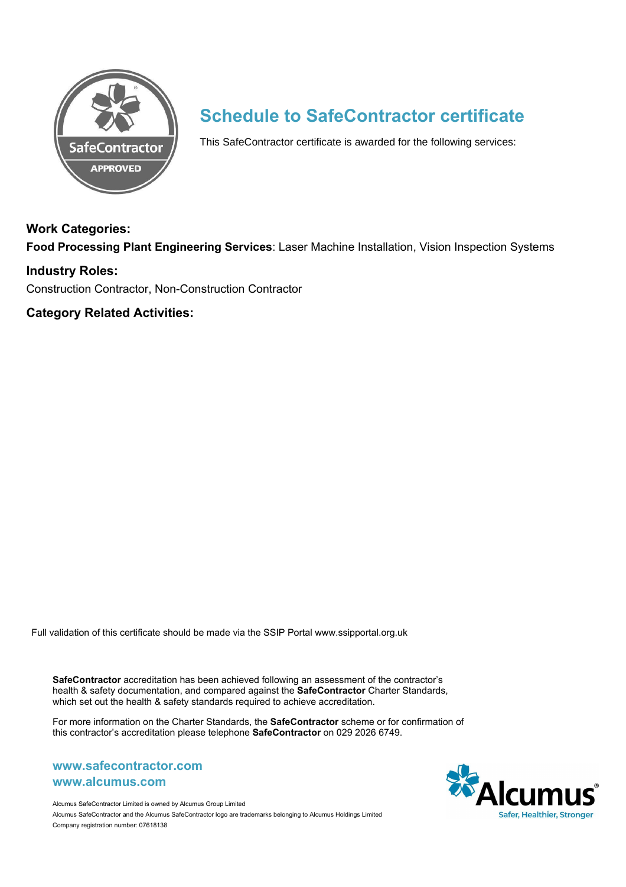# Schedule to SafeContractor certificate

This SafeContractor certificate is awarded for the following services:

**Work Categories:**

**Food Processing Plant Engineering Services**: Laser Machine Installation, Vision Inspection Systems

**Industry Roles:**

Construction Contractor, Non-Construction Contractor

**Category Related Activities:**

Full validation of this certificate should be made via the SSIP Portal www.ssipportal.org.uk

**SafeContractor** accreditation has been achieved following an assessment of the contractor's health & safety documentation, and compared against the **SafeContractor** Charter Standards, which set out the health & safety standards required to achieve accreditation.

For more information on the Charter Standards, the **SafeContractor** scheme or for confirmation of this contractor's accreditation please telephone **SafeContractor** on 029 2026 6749.

**www.safecontractor.com**
**www.alcumus.com**

Alcumus SafeContractor Limited is owned by Alcumus Group Limited
Alcumus SafeContractor and the Alcumus SafeContractor logo are trademarks belonging to Alcumus Holdings Limited
Company registration number: 07618138

Alcumus® Safer, Healthier, Stronger